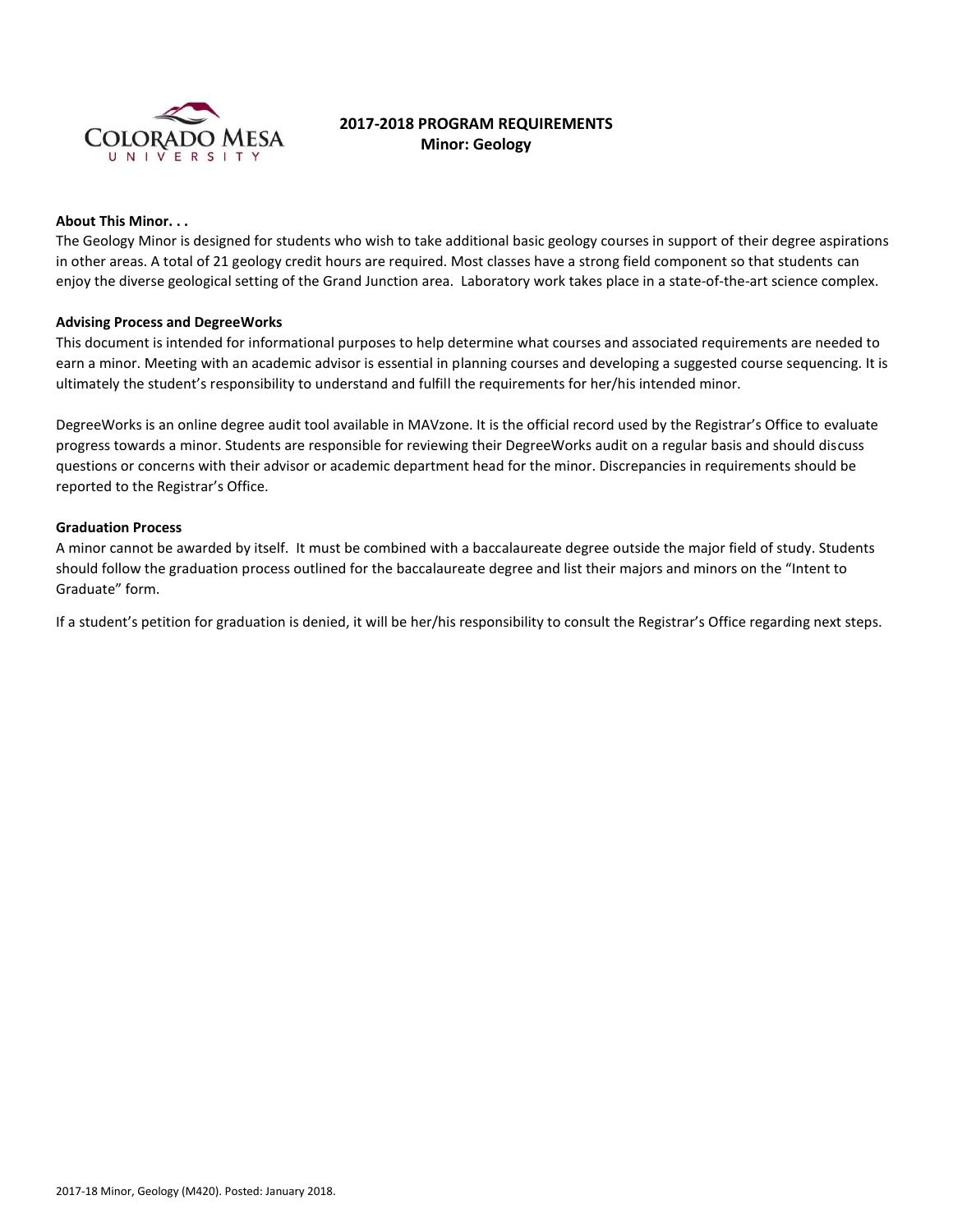# 2017-2018 PROGRAM REQUIREMENTS
## Minor: Geology

**About This Minor. . .**

The Geology Minor is designed for students who wish to take additional basic geology courses in support of their degree aspirations in other areas. A total of 21 geology credit hours are required. Most classes have a strong field component so that students can enjoy the diverse geological setting of the Grand Junction area. Laboratory work takes place in a state-of-the-art science complex.

**Advising Process and DegreeWorks**

This document is intended for informational purposes to help determine what courses and associated requirements are needed to earn a minor. Meeting with an academic advisor is essential in planning courses and developing a suggested course sequencing. It is ultimately the student's responsibility to understand and fulfill the requirements for her/his intended minor.

DegreeWorks is an online degree audit tool available in MAVzone. It is the official record used by the Registrar's Office to evaluate progress towards a minor. Students are responsible for reviewing their DegreeWorks audit on a regular basis and should discuss questions or concerns with their advisor or academic department head for the minor. Discrepancies in requirements should be reported to the Registrar's Office.

**Graduation Process**

A minor cannot be awarded by itself. It must be combined with a baccalaureate degree outside the major field of study. Students should follow the graduation process outlined for the baccalaureate degree and list their majors and minors on the "Intent to Graduate" form.

If a student's petition for graduation is denied, it will be her/his responsibility to consult the Registrar's Office regarding next steps.

2017-18 Minor, Geology (M420). Posted: January 2018.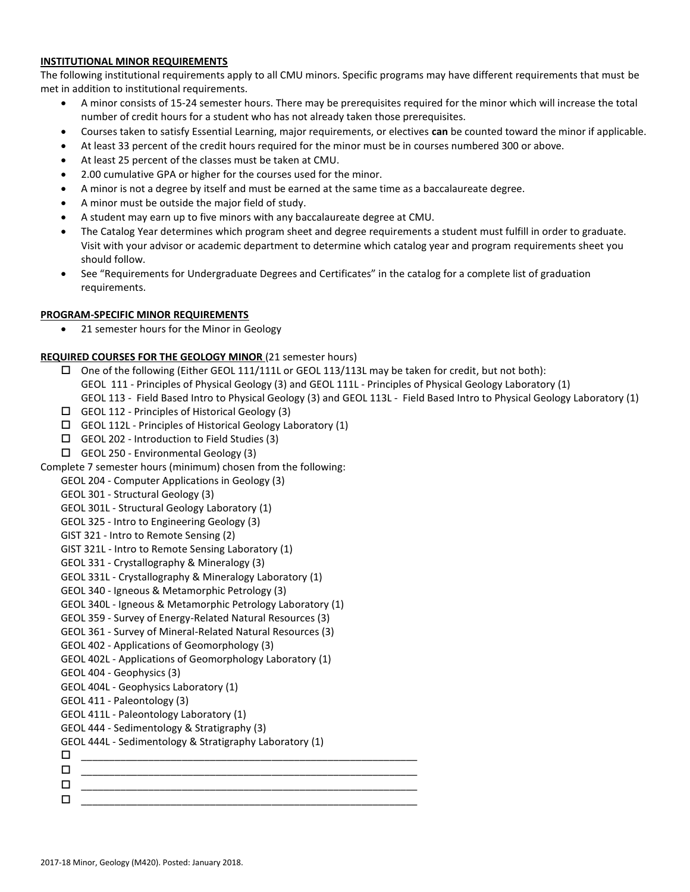**INSTITUTIONAL MINOR REQUIREMENTS**

The following institutional requirements apply to all CMU minors. Specific programs may have different requirements that must be met in addition to institutional requirements.

- A minor consists of 15-24 semester hours. There may be prerequisites required for the minor which will increase the total number of credit hours for a student who has not already taken those prerequisites.
- Courses taken to satisfy Essential Learning, major requirements, or electives **can** be counted toward the minor if applicable.
- At least 33 percent of the credit hours required for the minor must be in courses numbered 300 or above.
- At least 25 percent of the classes must be taken at CMU.
- 2.00 cumulative GPA or higher for the courses used for the minor.
- A minor is not a degree by itself and must be earned at the same time as a baccalaureate degree.
- A minor must be outside the major field of study.
- A student may earn up to five minors with any baccalaureate degree at CMU.
- The Catalog Year determines which program sheet and degree requirements a student must fulfill in order to graduate. Visit with your advisor or academic department to determine which catalog year and program requirements sheet you should follow.
- See "Requirements for Undergraduate Degrees and Certificates" in the catalog for a complete list of graduation requirements.

**PROGRAM-SPECIFIC MINOR REQUIREMENTS**

- 21 semester hours for the Minor in Geology

**REQUIRED COURSES FOR THE GEOLOGY MINOR** (21 semester hours)

- ☐ One of the following (Either GEOL 111/111L or GEOL 113/113L may be taken for credit, but not both):
  GEOL 111 - Principles of Physical Geology (3) and GEOL 111L - Principles of Physical Geology Laboratory (1)
  GEOL 113 - Field Based Intro to Physical Geology (3) and GEOL 113L - Field Based Intro to Physical Geology Laboratory (1)
- ☐ GEOL 112 - Principles of Historical Geology (3)
- ☐ GEOL 112L - Principles of Historical Geology Laboratory (1)
- ☐ GEOL 202 - Introduction to Field Studies (3)
- ☐ GEOL 250 - Environmental Geology (3)

Complete 7 semester hours (minimum) chosen from the following:

GEOL 204 - Computer Applications in Geology (3)
GEOL 301 - Structural Geology (3)
GEOL 301L - Structural Geology Laboratory (1)
GEOL 325 - Intro to Engineering Geology (3)
GIST 321 - Intro to Remote Sensing (2)
GIST 321L - Intro to Remote Sensing Laboratory (1)
GEOL 331 - Crystallography & Mineralogy (3)
GEOL 331L - Crystallography & Mineralogy Laboratory (1)
GEOL 340 - Igneous & Metamorphic Petrology (3)
GEOL 340L - Igneous & Metamorphic Petrology Laboratory (1)
GEOL 359 - Survey of Energy-Related Natural Resources (3)
GEOL 361 - Survey of Mineral-Related Natural Resources (3)
GEOL 402 - Applications of Geomorphology (3)
GEOL 402L - Applications of Geomorphology Laboratory (1)
GEOL 404 - Geophysics (3)
GEOL 404L - Geophysics Laboratory (1)
GEOL 411 - Paleontology (3)
GEOL 411L - Paleontology Laboratory (1)
GEOL 444 - Sedimentology & Stratigraphy (3)
GEOL 444L - Sedimentology & Stratigraphy Laboratory (1)

- ☐ ______________________________________________
- ☐ ______________________________________________
- ☐ ______________________________________________
- ☐ ______________________________________________

2017-18 Minor, Geology (M420). Posted: January 2018.